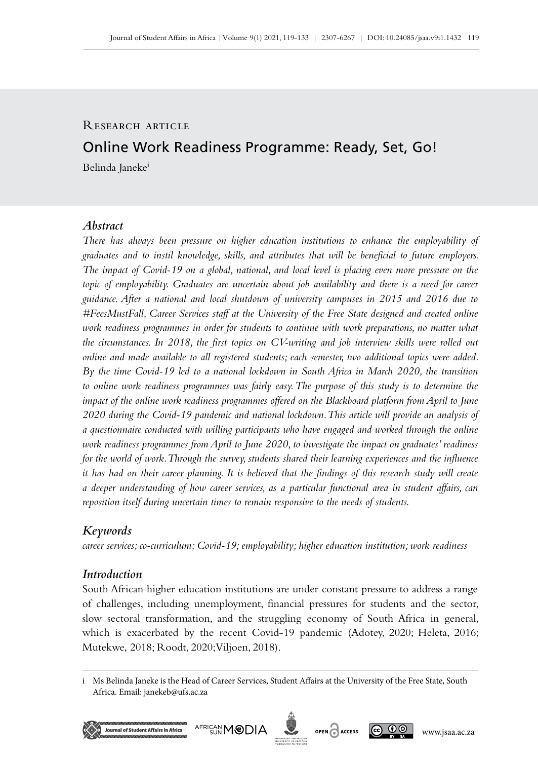Research article

# Online Work Readiness Programme: Ready, Set, Go!

Belinda Janeke[i]

## *Abstract*

*There has always been pressure on higher education institutions to enhance the employability of graduates and to instil knowledge, skills, and attributes that will be beneficial to future employers. The impact of Covid-19 on a global, national, and local level is placing even more pressure on the topic of employability. Graduates are uncertain about job availability and there is a need for career guidance. After a national and local shutdown of university campuses in 2015 and 2016 due to #FeesMustFall, Career Services staff at the University of the Free State designed and created online work readiness programmes in order for students to continue with work preparations, no matter what the circumstances. In 2018, the first topics on CV-writing and job interview skills were rolled out online and made available to all registered students; each semester, two additional topics were added. By the time Covid-19 led to a national lockdown in South Africa in March 2020, the transition to online work readiness programmes was fairly easy. The purpose of this study is to determine the impact of the online work readiness programmes offered on the Blackboard platform from April to June 2020 during the Covid-19 pandemic and national lockdown. This article will provide an analysis of a questionnaire conducted with willing participants who have engaged and worked through the online work readiness programmes from April to June 2020, to investigate the impact on graduates' readiness for the world of work. Through the survey, students shared their learning experiences and the influence it has had on their career planning. It is believed that the findings of this research study will create a deeper understanding of how career services, as a particular functional area in student affairs, can reposition itself during uncertain times to remain responsive to the needs of students.*

## *Keywords*

*career services; co-curriculum; Covid-19; employability; higher education institution; work readiness*

## *Introduction*

South African higher education institutions are under constant pressure to address a range of challenges, including unemployment, financial pressures for students and the sector, slow sectoral transformation, and the struggling economy of South Africa in general, which is exacerbated by the recent Covid-19 pandemic (Adotey, 2020; Heleta, 2016; Mutekwe, 2018; Roodt, 2020; Viljoen, 2018).

---

i Ms Belinda Janeke is the Head of Career Services, Student Affairs at the University of the Free State, South Africa. Email: janekeb@ufs.ac.za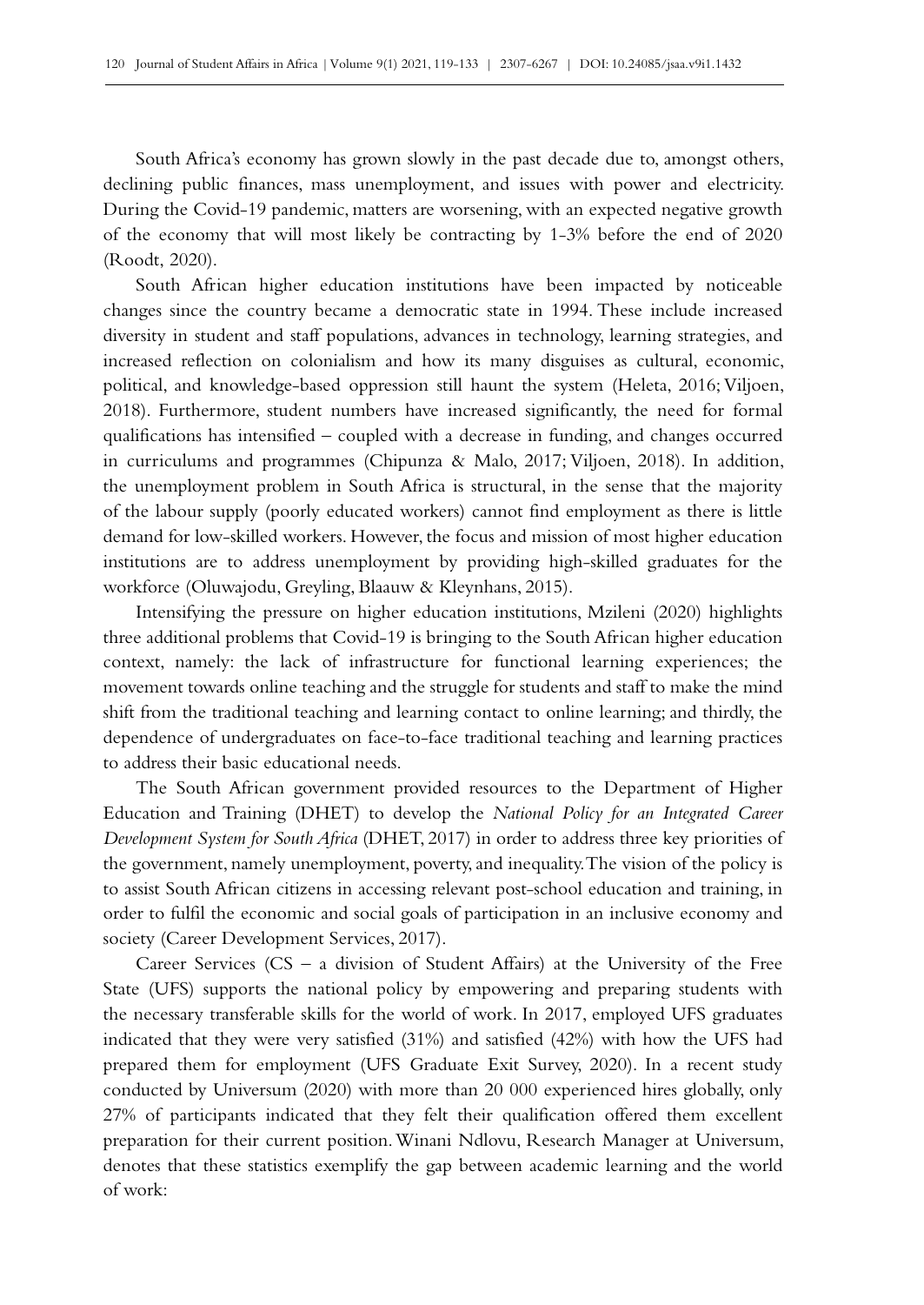South Africa's economy has grown slowly in the past decade due to, amongst others, declining public finances, mass unemployment, and issues with power and electricity. During the Covid-19 pandemic, matters are worsening, with an expected negative growth of the economy that will most likely be contracting by 1-3% before the end of 2020 (Roodt, 2020).

South African higher education institutions have been impacted by noticeable changes since the country became a democratic state in 1994. These include increased diversity in student and staff populations, advances in technology, learning strategies, and increased reflection on colonialism and how its many disguises as cultural, economic, political, and knowledge-based oppression still haunt the system (Heleta, 2016; Viljoen, 2018). Furthermore, student numbers have increased significantly, the need for formal qualifications has intensified – coupled with a decrease in funding, and changes occurred in curriculums and programmes (Chipunza & Malo, 2017; Viljoen, 2018). In addition, the unemployment problem in South Africa is structural, in the sense that the majority of the labour supply (poorly educated workers) cannot find employment as there is little demand for low-skilled workers. However, the focus and mission of most higher education institutions are to address unemployment by providing high-skilled graduates for the workforce (Oluwajodu, Greyling, Blaauw & Kleynhans, 2015).

Intensifying the pressure on higher education institutions, Mzileni (2020) highlights three additional problems that Covid-19 is bringing to the South African higher education context, namely: the lack of infrastructure for functional learning experiences; the movement towards online teaching and the struggle for students and staff to make the mind shift from the traditional teaching and learning contact to online learning; and thirdly, the dependence of undergraduates on face-to-face traditional teaching and learning practices to address their basic educational needs.

The South African government provided resources to the Department of Higher Education and Training (DHET) to develop the *National Policy for an Integrated Career Development System for South Africa* (DHET, 2017) in order to address three key priorities of the government, namely unemployment, poverty, and inequality. The vision of the policy is to assist South African citizens in accessing relevant post-school education and training, in order to fulfil the economic and social goals of participation in an inclusive economy and society (Career Development Services, 2017).

Career Services (CS – a division of Student Affairs) at the University of the Free State (UFS) supports the national policy by empowering and preparing students with the necessary transferable skills for the world of work. In 2017, employed UFS graduates indicated that they were very satisfied (31%) and satisfied (42%) with how the UFS had prepared them for employment (UFS Graduate Exit Survey, 2020). In a recent study conducted by Universum (2020) with more than 20 000 experienced hires globally, only 27% of participants indicated that they felt their qualification offered them excellent preparation for their current position. Winani Ndlovu, Research Manager at Universum, denotes that these statistics exemplify the gap between academic learning and the world of work: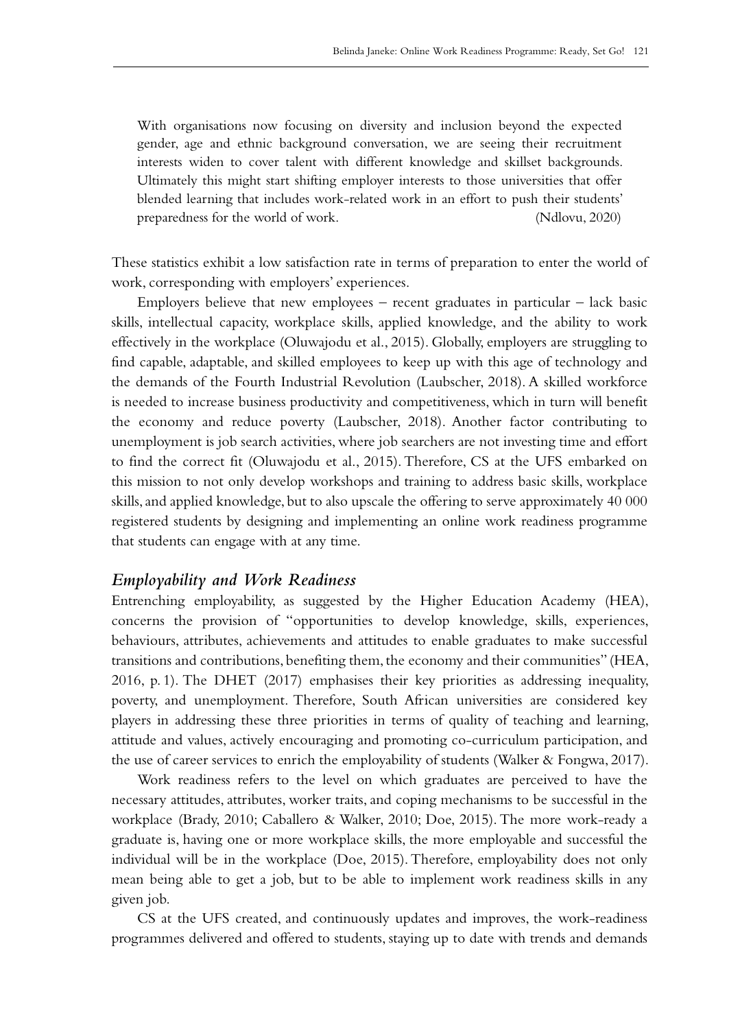> With organisations now focusing on diversity and inclusion beyond the expected gender, age and ethnic background conversation, we are seeing their recruitment interests widen to cover talent with different knowledge and skillset backgrounds. Ultimately this might start shifting employer interests to those universities that offer blended learning that includes work-related work in an effort to push their students' preparedness for the world of work. (Ndlovu, 2020)

These statistics exhibit a low satisfaction rate in terms of preparation to enter the world of work, corresponding with employers' experiences.

Employers believe that new employees – recent graduates in particular – lack basic skills, intellectual capacity, workplace skills, applied knowledge, and the ability to work effectively in the workplace (Oluwajodu et al., 2015). Globally, employers are struggling to find capable, adaptable, and skilled employees to keep up with this age of technology and the demands of the Fourth Industrial Revolution (Laubscher, 2018). A skilled workforce is needed to increase business productivity and competitiveness, which in turn will benefit the economy and reduce poverty (Laubscher, 2018). Another factor contributing to unemployment is job search activities, where job searchers are not investing time and effort to find the correct fit (Oluwajodu et al., 2015). Therefore, CS at the UFS embarked on this mission to not only develop workshops and training to address basic skills, workplace skills, and applied knowledge, but to also upscale the offering to serve approximately 40 000 registered students by designing and implementing an online work readiness programme that students can engage with at any time.

## *Employability and Work Readiness*

Entrenching employability, as suggested by the Higher Education Academy (HEA), concerns the provision of "opportunities to develop knowledge, skills, experiences, behaviours, attributes, achievements and attitudes to enable graduates to make successful transitions and contributions, benefiting them, the economy and their communities" (HEA, 2016, p. 1). The DHET (2017) emphasises their key priorities as addressing inequality, poverty, and unemployment. Therefore, South African universities are considered key players in addressing these three priorities in terms of quality of teaching and learning, attitude and values, actively encouraging and promoting co-curriculum participation, and the use of career services to enrich the employability of students (Walker & Fongwa, 2017).

Work readiness refers to the level on which graduates are perceived to have the necessary attitudes, attributes, worker traits, and coping mechanisms to be successful in the workplace (Brady, 2010; Caballero & Walker, 2010; Doe, 2015). The more work-ready a graduate is, having one or more workplace skills, the more employable and successful the individual will be in the workplace (Doe, 2015). Therefore, employability does not only mean being able to get a job, but to be able to implement work readiness skills in any given job.

CS at the UFS created, and continuously updates and improves, the work-readiness programmes delivered and offered to students, staying up to date with trends and demands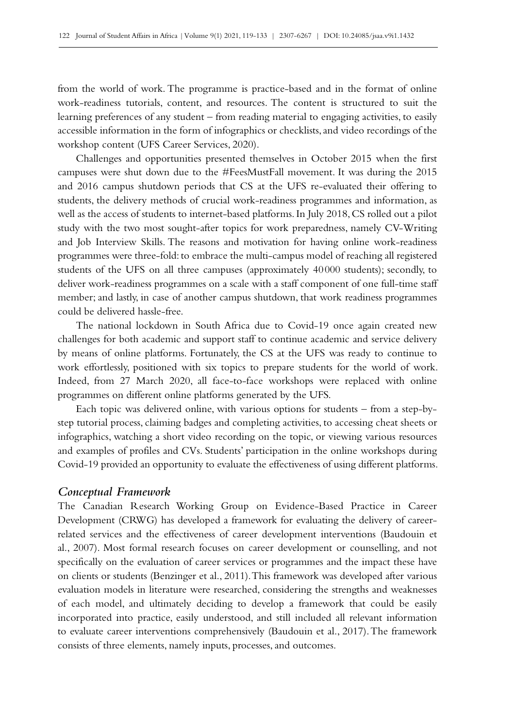from the world of work. The programme is practice-based and in the format of online work-readiness tutorials, content, and resources. The content is structured to suit the learning preferences of any student – from reading material to engaging activities, to easily accessible information in the form of infographics or checklists, and video recordings of the workshop content (UFS Career Services, 2020).

Challenges and opportunities presented themselves in October 2015 when the first campuses were shut down due to the #FeesMustFall movement. It was during the 2015 and 2016 campus shutdown periods that CS at the UFS re-evaluated their offering to students, the delivery methods of crucial work-readiness programmes and information, as well as the access of students to internet-based platforms. In July 2018, CS rolled out a pilot study with the two most sought-after topics for work preparedness, namely CV-Writing and Job Interview Skills. The reasons and motivation for having online work-readiness programmes were three-fold: to embrace the multi-campus model of reaching all registered students of the UFS on all three campuses (approximately 40 000 students); secondly, to deliver work-readiness programmes on a scale with a staff component of one full-time staff member; and lastly, in case of another campus shutdown, that work readiness programmes could be delivered hassle-free.

The national lockdown in South Africa due to Covid-19 once again created new challenges for both academic and support staff to continue academic and service delivery by means of online platforms. Fortunately, the CS at the UFS was ready to continue to work effortlessly, positioned with six topics to prepare students for the world of work. Indeed, from 27 March 2020, all face-to-face workshops were replaced with online programmes on different online platforms generated by the UFS.

Each topic was delivered online, with various options for students – from a step-by-step tutorial process, claiming badges and completing activities, to accessing cheat sheets or infographics, watching a short video recording on the topic, or viewing various resources and examples of profiles and CVs. Students' participation in the online workshops during Covid-19 provided an opportunity to evaluate the effectiveness of using different platforms.

### *Conceptual Framework*

The Canadian Research Working Group on Evidence-Based Practice in Career Development (CRWG) has developed a framework for evaluating the delivery of career-related services and the effectiveness of career development interventions (Baudouin et al., 2007). Most formal research focuses on career development or counselling, and not specifically on the evaluation of career services or programmes and the impact these have on clients or students (Benzinger et al., 2011). This framework was developed after various evaluation models in literature were researched, considering the strengths and weaknesses of each model, and ultimately deciding to develop a framework that could be easily incorporated into practice, easily understood, and still included all relevant information to evaluate career interventions comprehensively (Baudouin et al., 2017). The framework consists of three elements, namely inputs, processes, and outcomes.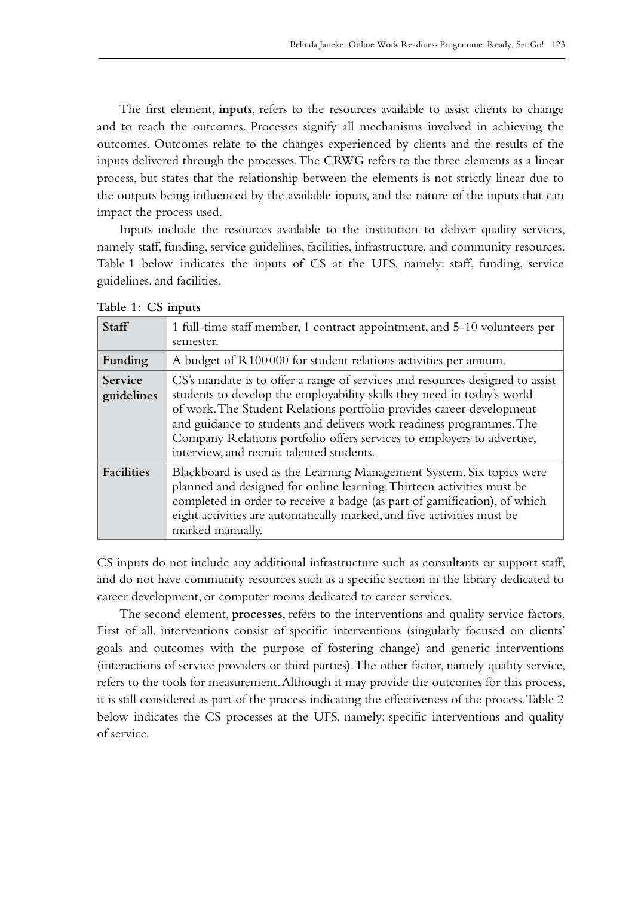The first element, **inputs**, refers to the resources available to assist clients to change and to reach the outcomes. Processes signify all mechanisms involved in achieving the outcomes. Outcomes relate to the changes experienced by clients and the results of the inputs delivered through the processes. The CRWG refers to the three elements as a linear process, but states that the relationship between the elements is not strictly linear due to the outputs being influenced by the available inputs, and the nature of the inputs that can impact the process used.

Inputs include the resources available to the institution to deliver quality services, namely staff, funding, service guidelines, facilities, infrastructure, and community resources. Table 1 below indicates the inputs of CS at the UFS, namely: staff, funding, service guidelines, and facilities.

**Table 1: CS inputs**

| | |
|---|---|
| **Staff** | 1 full-time staff member, 1 contract appointment, and 5-10 volunteers per semester. |
| **Funding** | A budget of R100 000 for student relations activities per annum. |
| **Service guidelines** | CS's mandate is to offer a range of services and resources designed to assist students to develop the employability skills they need in today's world of work. The Student Relations portfolio provides career development and guidance to students and delivers work readiness programmes. The Company Relations portfolio offers services to employers to advertise, interview, and recruit talented students. |
| **Facilities** | Blackboard is used as the Learning Management System. Six topics were planned and designed for online learning. Thirteen activities must be completed in order to receive a badge (as part of gamification), of which eight activities are automatically marked, and five activities must be marked manually. |

CS inputs do not include any additional infrastructure such as consultants or support staff, and do not have community resources such as a specific section in the library dedicated to career development, or computer rooms dedicated to career services.

The second element, **processes**, refers to the interventions and quality service factors. First of all, interventions consist of specific interventions (singularly focused on clients' goals and outcomes with the purpose of fostering change) and generic interventions (interactions of service providers or third parties). The other factor, namely quality service, refers to the tools for measurement. Although it may provide the outcomes for this process, it is still considered as part of the process indicating the effectiveness of the process. Table 2 below indicates the CS processes at the UFS, namely: specific interventions and quality of service.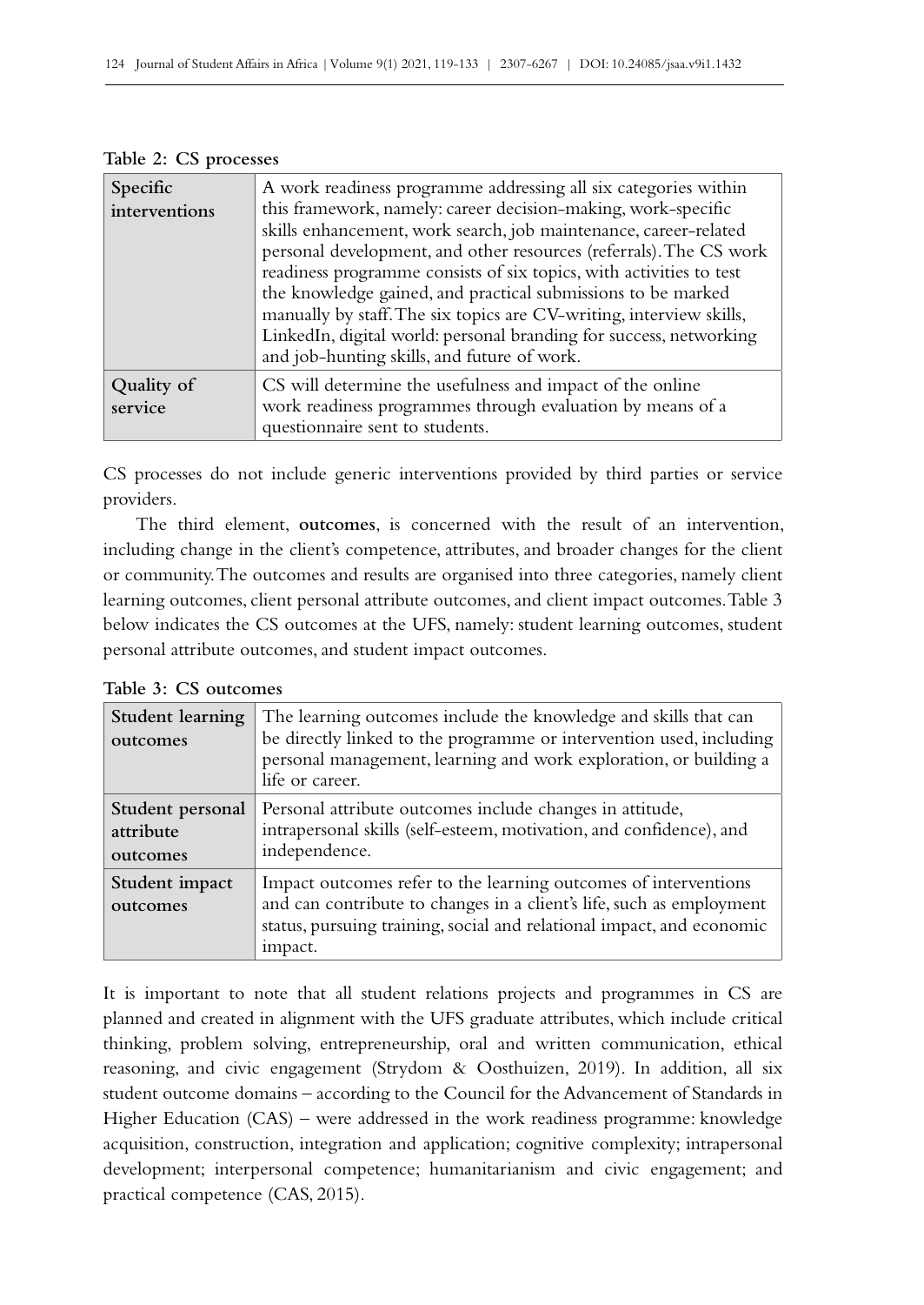**Table 2: CS processes**

| | |
|---|---|
| **Specific interventions** | A work readiness programme addressing all six categories within this framework, namely: career decision-making, work-specific skills enhancement, work search, job maintenance, career-related personal development, and other resources (referrals). The CS work readiness programme consists of six topics, with activities to test the knowledge gained, and practical submissions to be marked manually by staff. The six topics are CV-writing, interview skills, LinkedIn, digital world: personal branding for success, networking and job-hunting skills, and future of work. |
| **Quality of service** | CS will determine the usefulness and impact of the online work readiness programmes through evaluation by means of a questionnaire sent to students. |

CS processes do not include generic interventions provided by third parties or service providers.

The third element, **outcomes**, is concerned with the result of an intervention, including change in the client's competence, attributes, and broader changes for the client or community. The outcomes and results are organised into three categories, namely client learning outcomes, client personal attribute outcomes, and client impact outcomes. Table 3 below indicates the CS outcomes at the UFS, namely: student learning outcomes, student personal attribute outcomes, and student impact outcomes.

**Table 3: CS outcomes**

| | |
|---|---|
| **Student learning outcomes** | The learning outcomes include the knowledge and skills that can be directly linked to the programme or intervention used, including personal management, learning and work exploration, or building a life or career. |
| **Student personal attribute outcomes** | Personal attribute outcomes include changes in attitude, intrapersonal skills (self-esteem, motivation, and confidence), and independence. |
| **Student impact outcomes** | Impact outcomes refer to the learning outcomes of interventions and can contribute to changes in a client's life, such as employment status, pursuing training, social and relational impact, and economic impact. |

It is important to note that all student relations projects and programmes in CS are planned and created in alignment with the UFS graduate attributes, which include critical thinking, problem solving, entrepreneurship, oral and written communication, ethical reasoning, and civic engagement (Strydom & Oosthuizen, 2019). In addition, all six student outcome domains – according to the Council for the Advancement of Standards in Higher Education (CAS) – were addressed in the work readiness programme: knowledge acquisition, construction, integration and application; cognitive complexity; intrapersonal development; interpersonal competence; humanitarianism and civic engagement; and practical competence (CAS, 2015).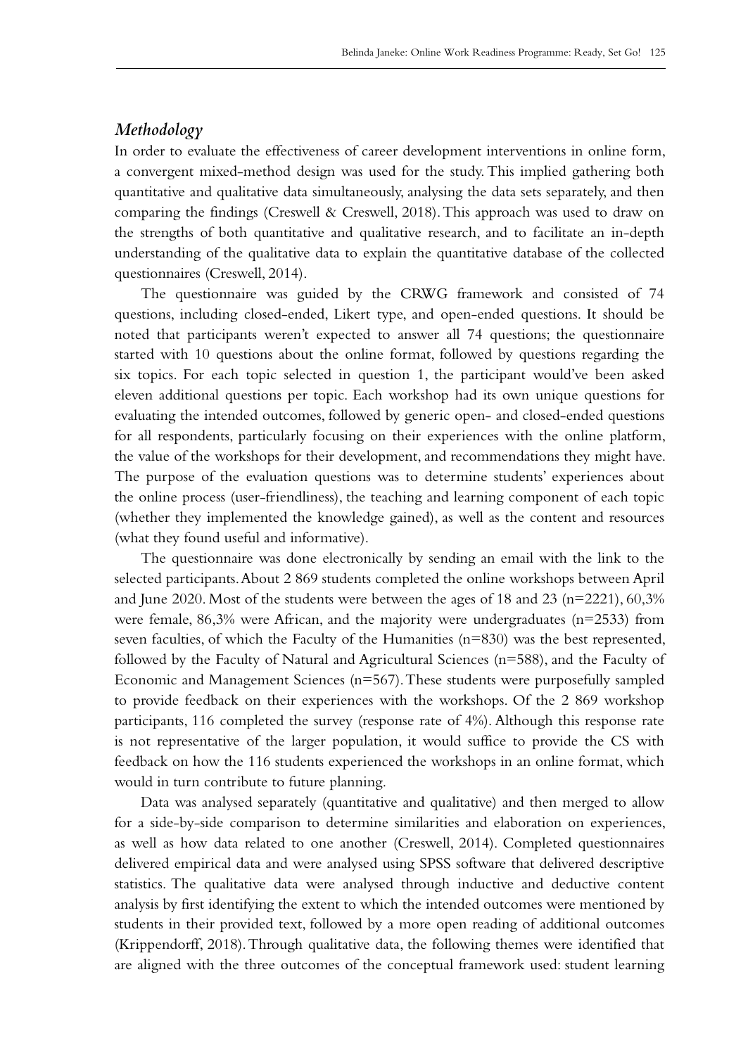### *Methodology*

In order to evaluate the effectiveness of career development interventions in online form, a convergent mixed-method design was used for the study. This implied gathering both quantitative and qualitative data simultaneously, analysing the data sets separately, and then comparing the findings (Creswell & Creswell, 2018). This approach was used to draw on the strengths of both quantitative and qualitative research, and to facilitate an in-depth understanding of the qualitative data to explain the quantitative database of the collected questionnaires (Creswell, 2014).

The questionnaire was guided by the CRWG framework and consisted of 74 questions, including closed-ended, Likert type, and open-ended questions. It should be noted that participants weren't expected to answer all 74 questions; the questionnaire started with 10 questions about the online format, followed by questions regarding the six topics. For each topic selected in question 1, the participant would've been asked eleven additional questions per topic. Each workshop had its own unique questions for evaluating the intended outcomes, followed by generic open- and closed-ended questions for all respondents, particularly focusing on their experiences with the online platform, the value of the workshops for their development, and recommendations they might have. The purpose of the evaluation questions was to determine students' experiences about the online process (user-friendliness), the teaching and learning component of each topic (whether they implemented the knowledge gained), as well as the content and resources (what they found useful and informative).

The questionnaire was done electronically by sending an email with the link to the selected participants. About 2 869 students completed the online workshops between April and June 2020. Most of the students were between the ages of 18 and 23 (n=2221), 60,3% were female, 86,3% were African, and the majority were undergraduates (n=2533) from seven faculties, of which the Faculty of the Humanities (n=830) was the best represented, followed by the Faculty of Natural and Agricultural Sciences (n=588), and the Faculty of Economic and Management Sciences (n=567). These students were purposefully sampled to provide feedback on their experiences with the workshops. Of the 2 869 workshop participants, 116 completed the survey (response rate of 4%). Although this response rate is not representative of the larger population, it would suffice to provide the CS with feedback on how the 116 students experienced the workshops in an online format, which would in turn contribute to future planning.

Data was analysed separately (quantitative and qualitative) and then merged to allow for a side-by-side comparison to determine similarities and elaboration on experiences, as well as how data related to one another (Creswell, 2014). Completed questionnaires delivered empirical data and were analysed using SPSS software that delivered descriptive statistics. The qualitative data were analysed through inductive and deductive content analysis by first identifying the extent to which the intended outcomes were mentioned by students in their provided text, followed by a more open reading of additional outcomes (Krippendorff, 2018). Through qualitative data, the following themes were identified that are aligned with the three outcomes of the conceptual framework used: student learning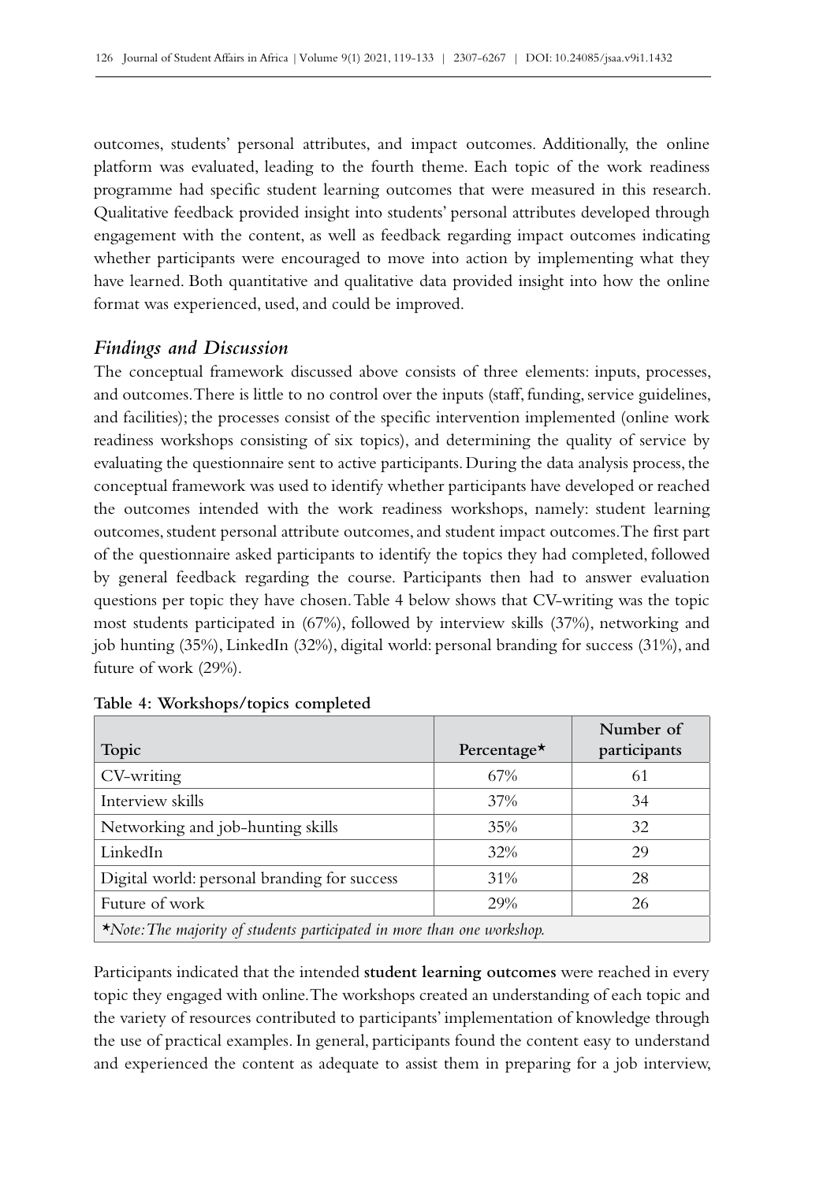outcomes, students' personal attributes, and impact outcomes. Additionally, the online platform was evaluated, leading to the fourth theme. Each topic of the work readiness programme had specific student learning outcomes that were measured in this research. Qualitative feedback provided insight into students' personal attributes developed through engagement with the content, as well as feedback regarding impact outcomes indicating whether participants were encouraged to move into action by implementing what they have learned. Both quantitative and qualitative data provided insight into how the online format was experienced, used, and could be improved.

## *Findings and Discussion*

The conceptual framework discussed above consists of three elements: inputs, processes, and outcomes. There is little to no control over the inputs (staff, funding, service guidelines, and facilities); the processes consist of the specific intervention implemented (online work readiness workshops consisting of six topics), and determining the quality of service by evaluating the questionnaire sent to active participants. During the data analysis process, the conceptual framework was used to identify whether participants have developed or reached the outcomes intended with the work readiness workshops, namely: student learning outcomes, student personal attribute outcomes, and student impact outcomes. The first part of the questionnaire asked participants to identify the topics they had completed, followed by general feedback regarding the course. Participants then had to answer evaluation questions per topic they have chosen. Table 4 below shows that CV-writing was the topic most students participated in (67%), followed by interview skills (37%), networking and job hunting (35%), LinkedIn (32%), digital world: personal branding for success (31%), and future of work (29%).

**Table 4: Workshops/topics completed**

| Topic | Percentage* | Number of participants |
|---|---|---|
| CV-writing | 67% | 61 |
| Interview skills | 37% | 34 |
| Networking and job-hunting skills | 35% | 32 |
| LinkedIn | 32% | 29 |
| Digital world: personal branding for success | 31% | 28 |
| Future of work | 29% | 26 |

**Note: The majority of students participated in more than one workshop.*

Participants indicated that the intended **student learning outcomes** were reached in every topic they engaged with online. The workshops created an understanding of each topic and the variety of resources contributed to participants' implementation of knowledge through the use of practical examples. In general, participants found the content easy to understand and experienced the content as adequate to assist them in preparing for a job interview,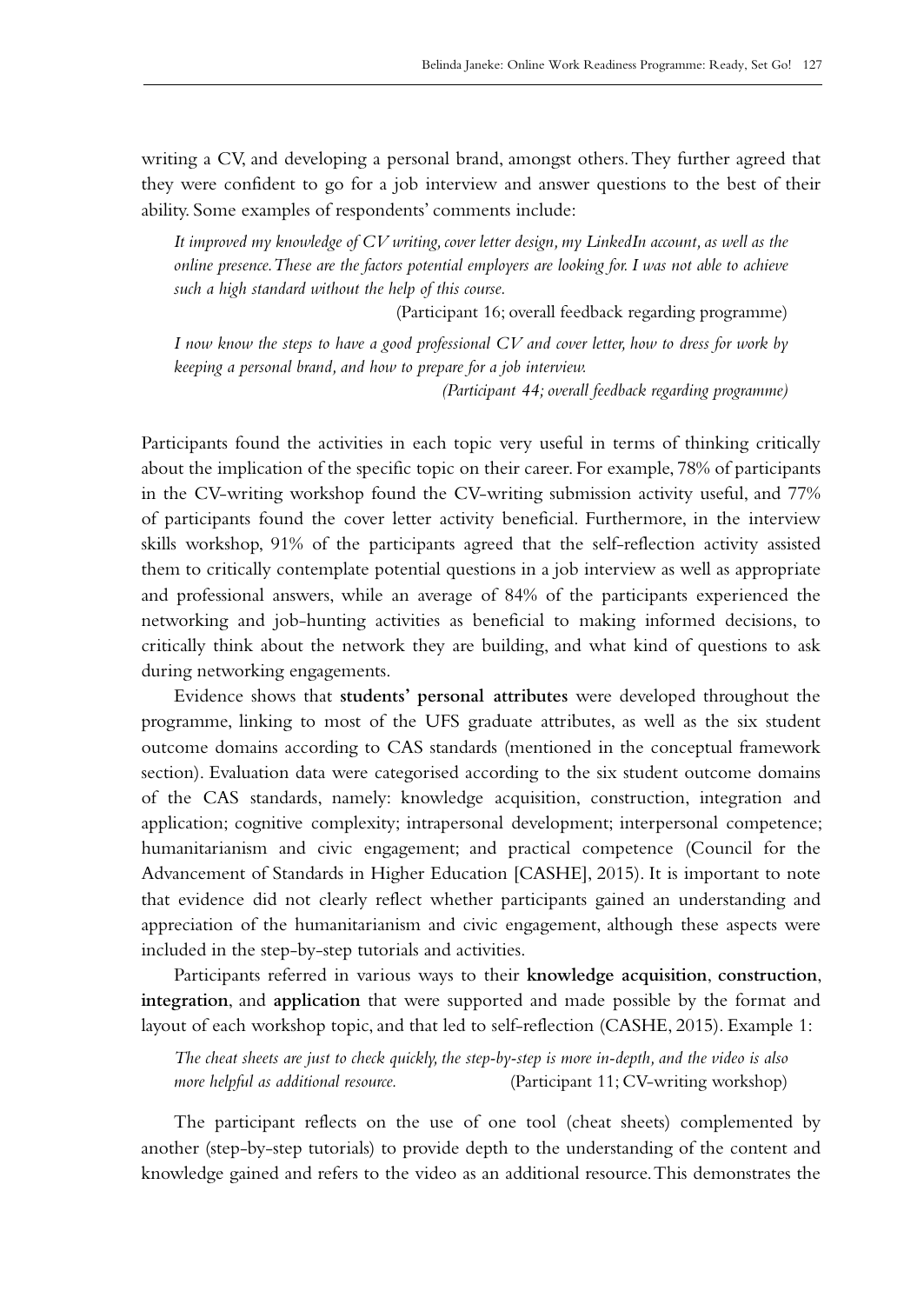writing a CV, and developing a personal brand, amongst others. They further agreed that they were confident to go for a job interview and answer questions to the best of their ability. Some examples of respondents' comments include:

> *It improved my knowledge of CV writing, cover letter design, my LinkedIn account, as well as the online presence. These are the factors potential employers are looking for. I was not able to achieve such a high standard without the help of this course.*
>
> (Participant 16; overall feedback regarding programme)

> *I now know the steps to have a good professional CV and cover letter, how to dress for work by keeping a personal brand, and how to prepare for a job interview.*
>
> *(Participant 44; overall feedback regarding programme)*

Participants found the activities in each topic very useful in terms of thinking critically about the implication of the specific topic on their career. For example, 78% of participants in the CV-writing workshop found the CV-writing submission activity useful, and 77% of participants found the cover letter activity beneficial. Furthermore, in the interview skills workshop, 91% of the participants agreed that the self-reflection activity assisted them to critically contemplate potential questions in a job interview as well as appropriate and professional answers, while an average of 84% of the participants experienced the networking and job-hunting activities as beneficial to making informed decisions, to critically think about the network they are building, and what kind of questions to ask during networking engagements.

Evidence shows that **students' personal attributes** were developed throughout the programme, linking to most of the UFS graduate attributes, as well as the six student outcome domains according to CAS standards (mentioned in the conceptual framework section). Evaluation data were categorised according to the six student outcome domains of the CAS standards, namely: knowledge acquisition, construction, integration and application; cognitive complexity; intrapersonal development; interpersonal competence; humanitarianism and civic engagement; and practical competence (Council for the Advancement of Standards in Higher Education [CASHE], 2015). It is important to note that evidence did not clearly reflect whether participants gained an understanding and appreciation of the humanitarianism and civic engagement, although these aspects were included in the step-by-step tutorials and activities.

Participants referred in various ways to their **knowledge acquisition**, **construction**, **integration**, and **application** that were supported and made possible by the format and layout of each workshop topic, and that led to self-reflection (CASHE, 2015). Example 1:

> *The cheat sheets are just to check quickly, the step-by-step is more in-depth, and the video is also more helpful as additional resource.* (Participant 11; CV-writing workshop)

The participant reflects on the use of one tool (cheat sheets) complemented by another (step-by-step tutorials) to provide depth to the understanding of the content and knowledge gained and refers to the video as an additional resource. This demonstrates the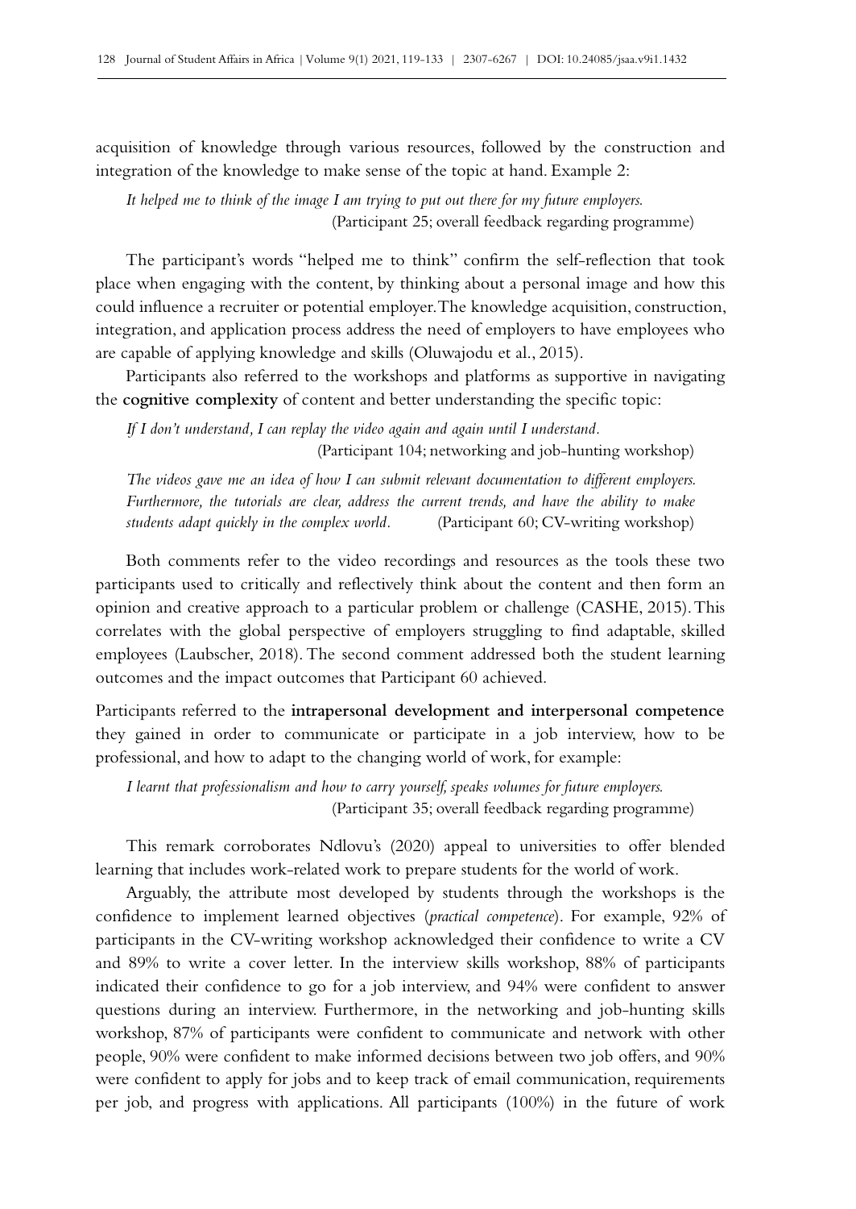acquisition of knowledge through various resources, followed by the construction and integration of the knowledge to make sense of the topic at hand. Example 2:

> *It helped me to think of the image I am trying to put out there for my future employers.*
> (Participant 25; overall feedback regarding programme)

The participant's words "helped me to think" confirm the self-reflection that took place when engaging with the content, by thinking about a personal image and how this could influence a recruiter or potential employer. The knowledge acquisition, construction, integration, and application process address the need of employers to have employees who are capable of applying knowledge and skills (Oluwajodu et al., 2015).

Participants also referred to the workshops and platforms as supportive in navigating the **cognitive complexity** of content and better understanding the specific topic:

> *If I don't understand, I can replay the video again and again until I understand.*
> (Participant 104; networking and job-hunting workshop)

> *The videos gave me an idea of how I can submit relevant documentation to different employers. Furthermore, the tutorials are clear, address the current trends, and have the ability to make students adapt quickly in the complex world.* (Participant 60; CV-writing workshop)

Both comments refer to the video recordings and resources as the tools these two participants used to critically and reflectively think about the content and then form an opinion and creative approach to a particular problem or challenge (CASHE, 2015). This correlates with the global perspective of employers struggling to find adaptable, skilled employees (Laubscher, 2018). The second comment addressed both the student learning outcomes and the impact outcomes that Participant 60 achieved.

Participants referred to the **intrapersonal development and interpersonal competence** they gained in order to communicate or participate in a job interview, how to be professional, and how to adapt to the changing world of work, for example:

> *I learnt that professionalism and how to carry yourself, speaks volumes for future employers.*
> (Participant 35; overall feedback regarding programme)

This remark corroborates Ndlovu's (2020) appeal to universities to offer blended learning that includes work-related work to prepare students for the world of work.

Arguably, the attribute most developed by students through the workshops is the confidence to implement learned objectives (*practical competence*). For example, 92% of participants in the CV-writing workshop acknowledged their confidence to write a CV and 89% to write a cover letter. In the interview skills workshop, 88% of participants indicated their confidence to go for a job interview, and 94% were confident to answer questions during an interview. Furthermore, in the networking and job-hunting skills workshop, 87% of participants were confident to communicate and network with other people, 90% were confident to make informed decisions between two job offers, and 90% were confident to apply for jobs and to keep track of email communication, requirements per job, and progress with applications. All participants (100%) in the future of work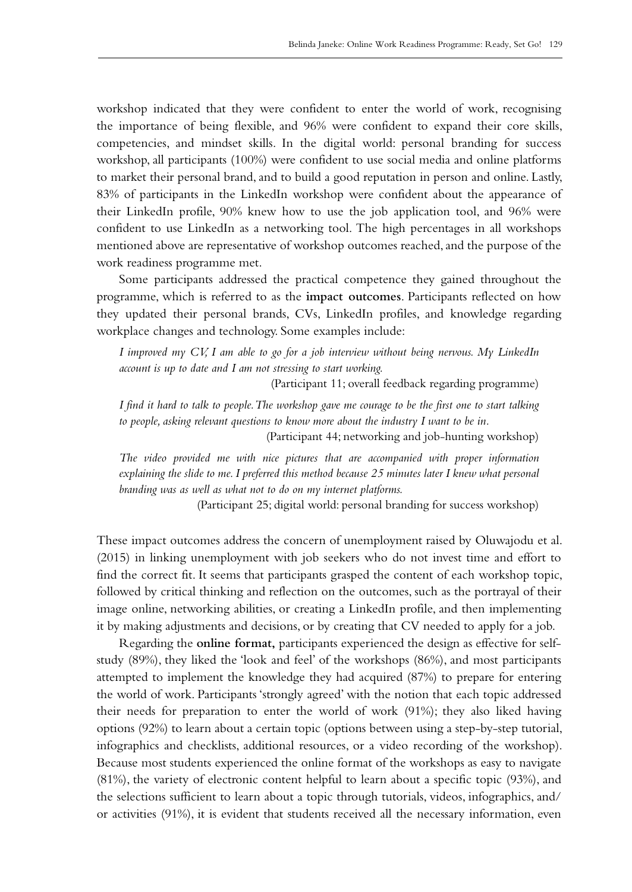workshop indicated that they were confident to enter the world of work, recognising the importance of being flexible, and 96% were confident to expand their core skills, competencies, and mindset skills. In the digital world: personal branding for success workshop, all participants (100%) were confident to use social media and online platforms to market their personal brand, and to build a good reputation in person and online. Lastly, 83% of participants in the LinkedIn workshop were confident about the appearance of their LinkedIn profile, 90% knew how to use the job application tool, and 96% were confident to use LinkedIn as a networking tool. The high percentages in all workshops mentioned above are representative of workshop outcomes reached, and the purpose of the work readiness programme met.

Some participants addressed the practical competence they gained throughout the programme, which is referred to as the **impact outcomes**. Participants reflected on how they updated their personal brands, CVs, LinkedIn profiles, and knowledge regarding workplace changes and technology. Some examples include:

> *I improved my CV, I am able to go for a job interview without being nervous. My LinkedIn account is up to date and I am not stressing to start working.*
>
> (Participant 11; overall feedback regarding programme)

> *I find it hard to talk to people. The workshop gave me courage to be the first one to start talking to people, asking relevant questions to know more about the industry I want to be in.*
>
> (Participant 44; networking and job-hunting workshop)

> *The video provided me with nice pictures that are accompanied with proper information explaining the slide to me. I preferred this method because 25 minutes later I knew what personal branding was as well as what not to do on my internet platforms.*
>
> (Participant 25; digital world: personal branding for success workshop)

These impact outcomes address the concern of unemployment raised by Oluwajodu et al. (2015) in linking unemployment with job seekers who do not invest time and effort to find the correct fit. It seems that participants grasped the content of each workshop topic, followed by critical thinking and reflection on the outcomes, such as the portrayal of their image online, networking abilities, or creating a LinkedIn profile, and then implementing it by making adjustments and decisions, or by creating that CV needed to apply for a job.

Regarding the **online format,** participants experienced the design as effective for self-study (89%), they liked the 'look and feel' of the workshops (86%), and most participants attempted to implement the knowledge they had acquired (87%) to prepare for entering the world of work. Participants 'strongly agreed' with the notion that each topic addressed their needs for preparation to enter the world of work (91%); they also liked having options (92%) to learn about a certain topic (options between using a step-by-step tutorial, infographics and checklists, additional resources, or a video recording of the workshop). Because most students experienced the online format of the workshops as easy to navigate (81%), the variety of electronic content helpful to learn about a specific topic (93%), and the selections sufficient to learn about a topic through tutorials, videos, infographics, and/or activities (91%), it is evident that students received all the necessary information, even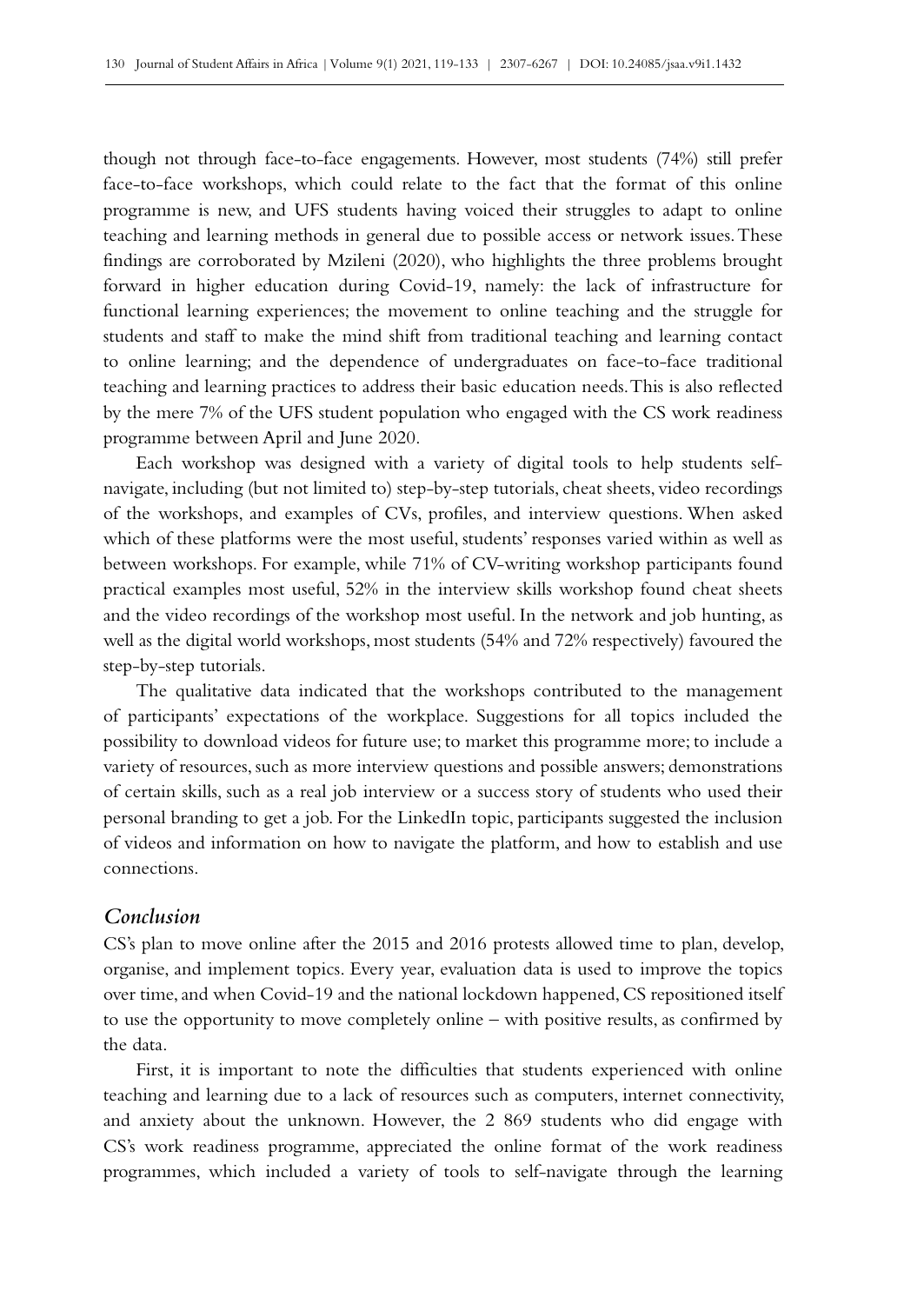though not through face-to-face engagements. However, most students (74%) still prefer face-to-face workshops, which could relate to the fact that the format of this online programme is new, and UFS students having voiced their struggles to adapt to online teaching and learning methods in general due to possible access or network issues. These findings are corroborated by Mzileni (2020), who highlights the three problems brought forward in higher education during Covid-19, namely: the lack of infrastructure for functional learning experiences; the movement to online teaching and the struggle for students and staff to make the mind shift from traditional teaching and learning contact to online learning; and the dependence of undergraduates on face-to-face traditional teaching and learning practices to address their basic education needs. This is also reflected by the mere 7% of the UFS student population who engaged with the CS work readiness programme between April and June 2020.

Each workshop was designed with a variety of digital tools to help students self-navigate, including (but not limited to) step-by-step tutorials, cheat sheets, video recordings of the workshops, and examples of CVs, profiles, and interview questions. When asked which of these platforms were the most useful, students' responses varied within as well as between workshops. For example, while 71% of CV-writing workshop participants found practical examples most useful, 52% in the interview skills workshop found cheat sheets and the video recordings of the workshop most useful. In the network and job hunting, as well as the digital world workshops, most students (54% and 72% respectively) favoured the step-by-step tutorials.

The qualitative data indicated that the workshops contributed to the management of participants' expectations of the workplace. Suggestions for all topics included the possibility to download videos for future use; to market this programme more; to include a variety of resources, such as more interview questions and possible answers; demonstrations of certain skills, such as a real job interview or a success story of students who used their personal branding to get a job. For the LinkedIn topic, participants suggested the inclusion of videos and information on how to navigate the platform, and how to establish and use connections.

## *Conclusion*

CS's plan to move online after the 2015 and 2016 protests allowed time to plan, develop, organise, and implement topics. Every year, evaluation data is used to improve the topics over time, and when Covid-19 and the national lockdown happened, CS repositioned itself to use the opportunity to move completely online – with positive results, as confirmed by the data.

First, it is important to note the difficulties that students experienced with online teaching and learning due to a lack of resources such as computers, internet connectivity, and anxiety about the unknown. However, the 2 869 students who did engage with CS's work readiness programme, appreciated the online format of the work readiness programmes, which included a variety of tools to self-navigate through the learning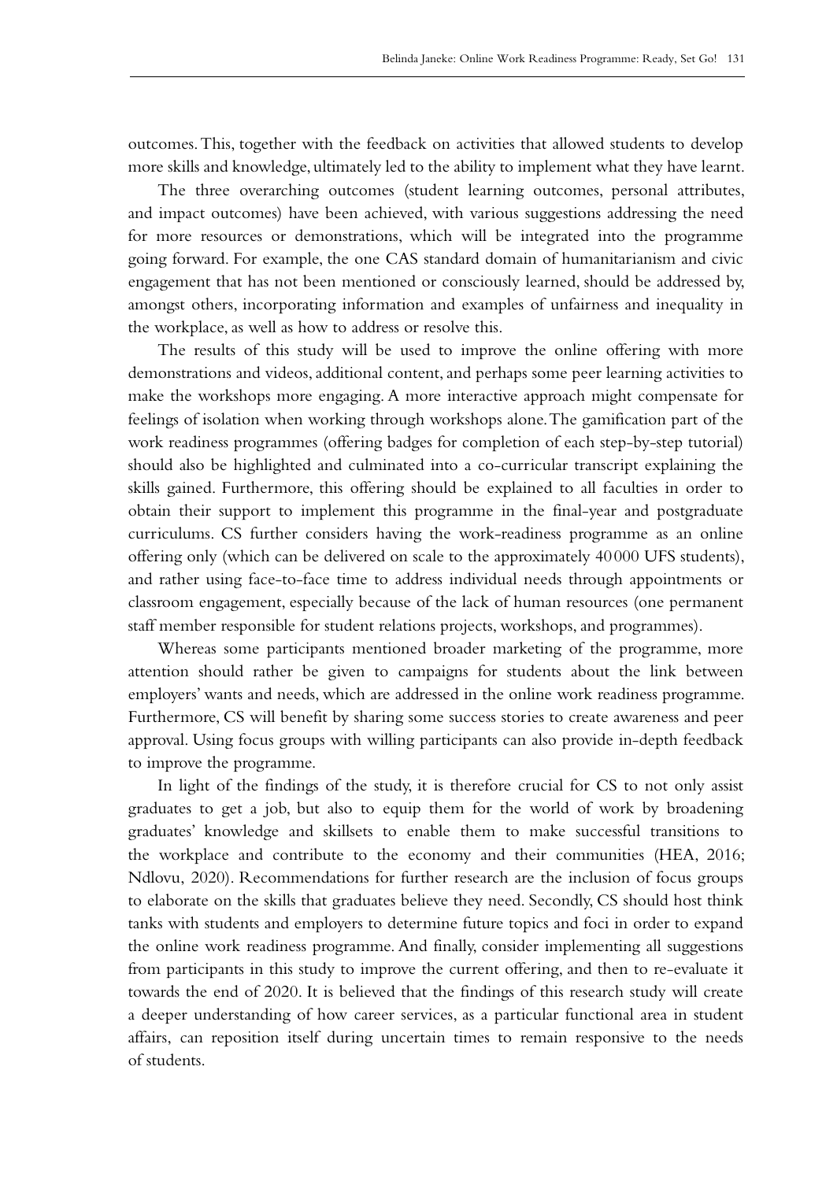outcomes. This, together with the feedback on activities that allowed students to develop more skills and knowledge, ultimately led to the ability to implement what they have learnt.

The three overarching outcomes (student learning outcomes, personal attributes, and impact outcomes) have been achieved, with various suggestions addressing the need for more resources or demonstrations, which will be integrated into the programme going forward. For example, the one CAS standard domain of humanitarianism and civic engagement that has not been mentioned or consciously learned, should be addressed by, amongst others, incorporating information and examples of unfairness and inequality in the workplace, as well as how to address or resolve this.

The results of this study will be used to improve the online offering with more demonstrations and videos, additional content, and perhaps some peer learning activities to make the workshops more engaging. A more interactive approach might compensate for feelings of isolation when working through workshops alone. The gamification part of the work readiness programmes (offering badges for completion of each step-by-step tutorial) should also be highlighted and culminated into a co-curricular transcript explaining the skills gained. Furthermore, this offering should be explained to all faculties in order to obtain their support to implement this programme in the final-year and postgraduate curriculums. CS further considers having the work-readiness programme as an online offering only (which can be delivered on scale to the approximately 40 000 UFS students), and rather using face-to-face time to address individual needs through appointments or classroom engagement, especially because of the lack of human resources (one permanent staff member responsible for student relations projects, workshops, and programmes).

Whereas some participants mentioned broader marketing of the programme, more attention should rather be given to campaigns for students about the link between employers' wants and needs, which are addressed in the online work readiness programme. Furthermore, CS will benefit by sharing some success stories to create awareness and peer approval. Using focus groups with willing participants can also provide in-depth feedback to improve the programme.

In light of the findings of the study, it is therefore crucial for CS to not only assist graduates to get a job, but also to equip them for the world of work by broadening graduates' knowledge and skillsets to enable them to make successful transitions to the workplace and contribute to the economy and their communities (HEA, 2016; Ndlovu, 2020). Recommendations for further research are the inclusion of focus groups to elaborate on the skills that graduates believe they need. Secondly, CS should host think tanks with students and employers to determine future topics and foci in order to expand the online work readiness programme. And finally, consider implementing all suggestions from participants in this study to improve the current offering, and then to re-evaluate it towards the end of 2020. It is believed that the findings of this research study will create a deeper understanding of how career services, as a particular functional area in student affairs, can reposition itself during uncertain times to remain responsive to the needs of students.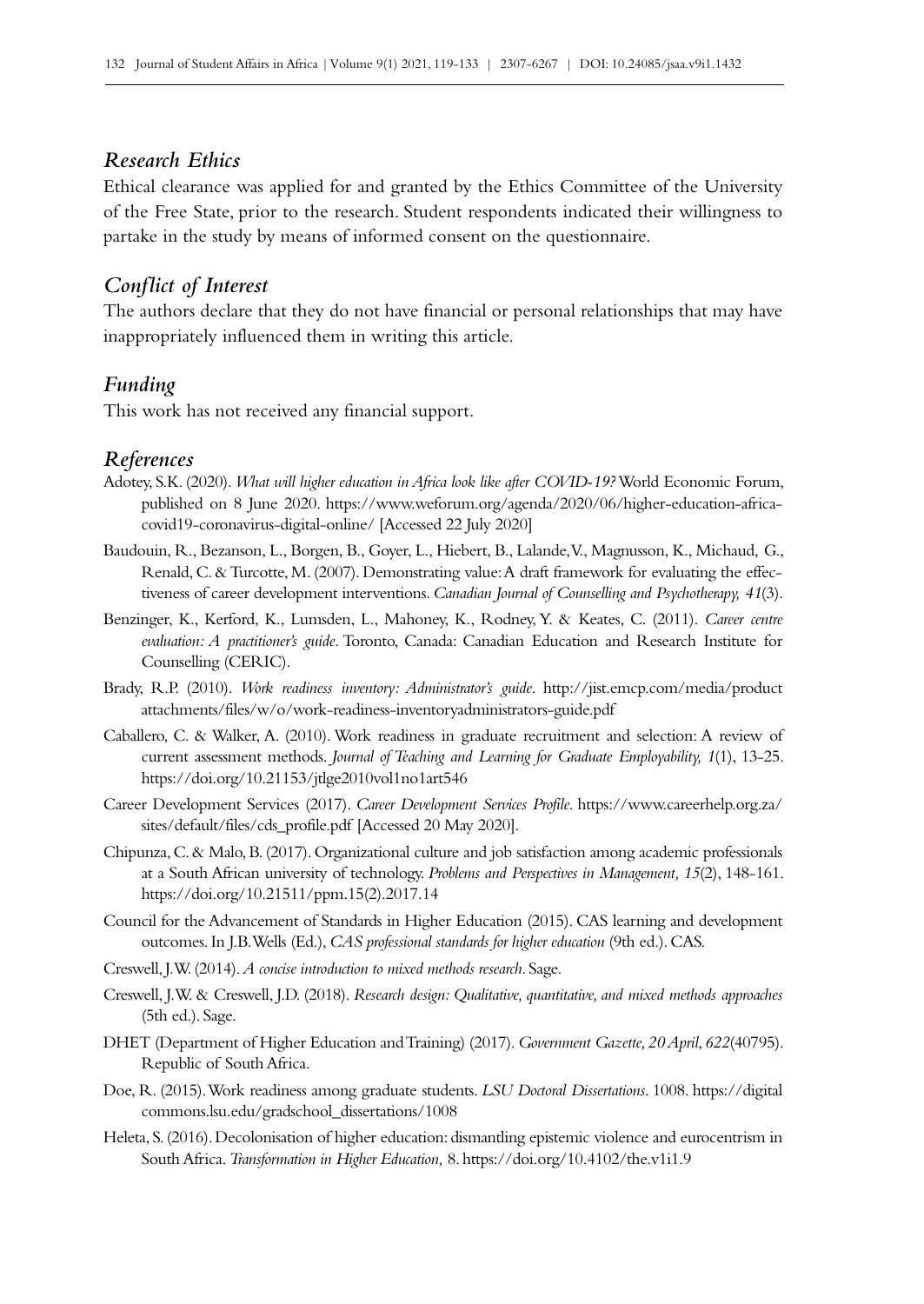### *Research Ethics*

Ethical clearance was applied for and granted by the Ethics Committee of the University of the Free State, prior to the research. Student respondents indicated their willingness to partake in the study by means of informed consent on the questionnaire.

### *Conflict of Interest*

The authors declare that they do not have financial or personal relationships that may have inappropriately influenced them in writing this article.

### *Funding*

This work has not received any financial support.

### *References*

Adotey, S.K. (2020). *What will higher education in Africa look like after COVID-19?* World Economic Forum, published on 8 June 2020. https://www.weforum.org/agenda/2020/06/higher-education-africa-covid19-coronavirus-digital-online/ [Accessed 22 July 2020]

Baudouin, R., Bezanson, L., Borgen, B., Goyer, L., Hiebert, B., Lalande, V., Magnusson, K., Michaud, G., Renald, C. & Turcotte, M. (2007). Demonstrating value: A draft framework for evaluating the effectiveness of career development interventions. *Canadian Journal of Counselling and Psychotherapy, 41*(3).

Benzinger, K., Kerford, K., Lumsden, L., Mahoney, K., Rodney, Y. & Keates, C. (2011). *Career centre evaluation: A practitioner's guide*. Toronto, Canada: Canadian Education and Research Institute for Counselling (CERIC).

Brady, R.P. (2010). *Work readiness inventory: Administrator's guide*. http://jist.emcp.com/media/product attachments/files/w/o/work-readiness-inventoryadministrators-guide.pdf

Caballero, C. & Walker, A. (2010). Work readiness in graduate recruitment and selection: A review of current assessment methods. *Journal of Teaching and Learning for Graduate Employability, 1*(1), 13-25. https://doi.org/10.21153/jtlge2010vol1no1art546

Career Development Services (2017). *Career Development Services Profile*. https://www.careerhelp.org.za/sites/default/files/cds_profile.pdf [Accessed 20 May 2020].

Chipunza, C. & Malo, B. (2017). Organizational culture and job satisfaction among academic professionals at a South African university of technology. *Problems and Perspectives in Management, 15*(2), 148-161. https://doi.org/10.21511/ppm.15(2).2017.14

Council for the Advancement of Standards in Higher Education (2015). CAS learning and development outcomes. In J.B. Wells (Ed.), *CAS professional standards for higher education* (9th ed.). CAS.

Creswell, J.W. (2014). *A concise introduction to mixed methods research*. Sage.

Creswell, J.W. & Creswell, J.D. (2018). *Research design: Qualitative, quantitative, and mixed methods approaches* (5th ed.). Sage.

DHET (Department of Higher Education and Training) (2017). *Government Gazette, 20 April, 622*(40795). Republic of South Africa.

Doe, R. (2015). Work readiness among graduate students. *LSU Doctoral Dissertations*. 1008. https://digital commons.lsu.edu/gradschool_dissertations/1008

Heleta, S. (2016). Decolonisation of higher education: dismantling epistemic violence and eurocentrism in South Africa. *Transformation in Higher Education,* 8. https://doi.org/10.4102/the.v1i1.9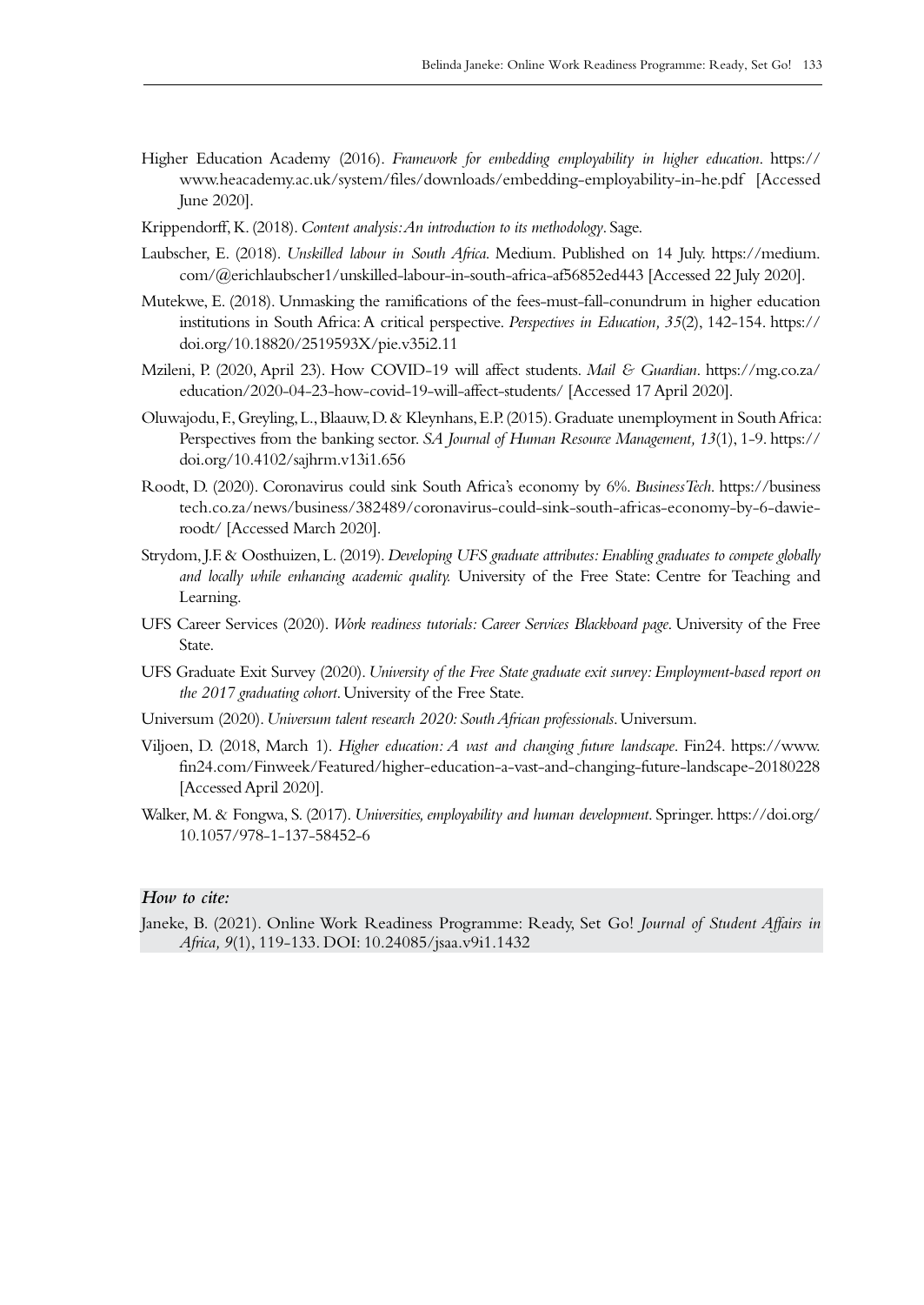Higher Education Academy (2016). *Framework for embedding employability in higher education*. https://www.heacademy.ac.uk/system/files/downloads/embedding-employability-in-he.pdf [Accessed June 2020].

Krippendorff, K. (2018). *Content analysis: An introduction to its methodology*. Sage.

Laubscher, E. (2018). *Unskilled labour in South Africa*. Medium. Published on 14 July. https://medium.com/@erichlaubscher1/unskilled-labour-in-south-africa-af56852ed443 [Accessed 22 July 2020].

Mutekwe, E. (2018). Unmasking the ramifications of the fees-must-fall-conundrum in higher education institutions in South Africa: A critical perspective. *Perspectives in Education, 35*(2), 142-154. https://doi.org/10.18820/2519593X/pie.v35i2.11

Mzileni, P. (2020, April 23). How COVID-19 will affect students. *Mail & Guardian*. https://mg.co.za/education/2020-04-23-how-covid-19-will-affect-students/ [Accessed 17 April 2020].

Oluwajodu, F., Greyling, L., Blaauw, D. & Kleynhans, E.P. (2015). Graduate unemployment in South Africa: Perspectives from the banking sector. *SA Journal of Human Resource Management, 13*(1), 1-9. https://doi.org/10.4102/sajhrm.v13i1.656

Roodt, D. (2020). Coronavirus could sink South Africa's economy by 6%. *BusinessTech*. https://businesstech.co.za/news/business/382489/coronavirus-could-sink-south-africas-economy-by-6-dawie-roodt/ [Accessed March 2020].

Strydom, J.F. & Oosthuizen, L. (2019). *Developing UFS graduate attributes: Enabling graduates to compete globally and locally while enhancing academic quality.* University of the Free State: Centre for Teaching and Learning.

UFS Career Services (2020). *Work readiness tutorials: Career Services Blackboard page*. University of the Free State.

UFS Graduate Exit Survey (2020). *University of the Free State graduate exit survey: Employment-based report on the 2017 graduating cohort*. University of the Free State.

Universum (2020). *Universum talent research 2020: South African professionals*. Universum.

Viljoen, D. (2018, March 1). *Higher education: A vast and changing future landscape*. Fin24. https://www.fin24.com/Finweek/Featured/higher-education-a-vast-and-changing-future-landscape-20180228 [Accessed April 2020].

Walker, M. & Fongwa, S. (2017). *Universities, employability and human development*. Springer. https://doi.org/10.1057/978-1-137-58452-6

***How to cite:***

Janeke, B. (2021). Online Work Readiness Programme: Ready, Set Go! *Journal of Student Affairs in Africa, 9*(1), 119-133. DOI: 10.24085/jsaa.v9i1.1432